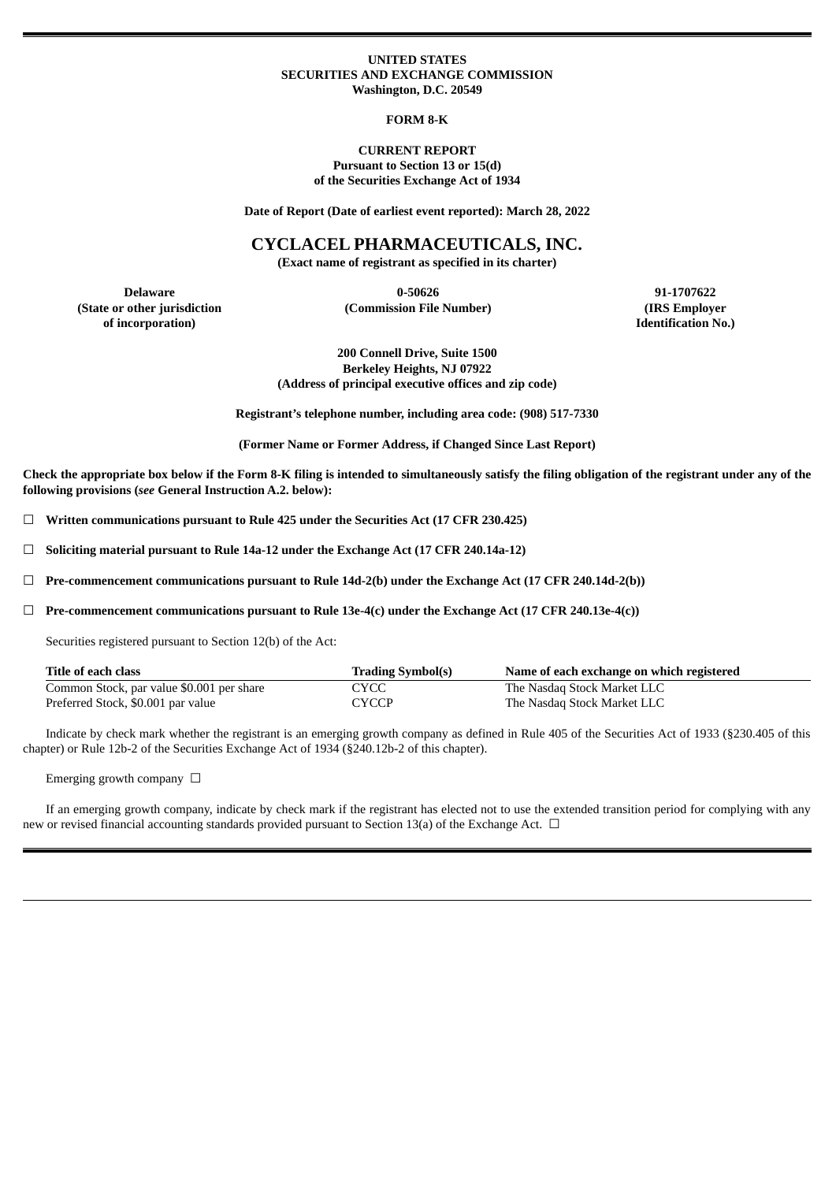**UNITED STATES**
**SECURITIES AND EXCHANGE COMMISSION**
**Washington, D.C. 20549**

**FORM 8-K**

**CURRENT REPORT**
**Pursuant to Section 13 or 15(d)**
**of the Securities Exchange Act of 1934**

**Date of Report (Date of earliest event reported): March 28, 2022**

# CYCLACEL PHARMACEUTICALS, INC.

**(Exact name of registrant as specified in its charter)**

| Delaware | 0-50626 | 91-1707622 |
|---|---|---|
| (State or other jurisdiction of incorporation) | (Commission File Number) | (IRS Employer Identification No.) |

**200 Connell Drive, Suite 1500**
**Berkeley Heights, NJ 07922**
**(Address of principal executive offices and zip code)**

**Registrant's telephone number, including area code: (908) 517-7330**

**(Former Name or Former Address, if Changed Since Last Report)**

**Check the appropriate box below if the Form 8-K filing is intended to simultaneously satisfy the filing obligation of the registrant under any of the following provisions (*see* General Instruction A.2. below):**

☐ **Written communications pursuant to Rule 425 under the Securities Act (17 CFR 230.425)**

☐ **Soliciting material pursuant to Rule 14a-12 under the Exchange Act (17 CFR 240.14a-12)**

☐ **Pre-commencement communications pursuant to Rule 14d-2(b) under the Exchange Act (17 CFR 240.14d-2(b))**

☐ **Pre-commencement communications pursuant to Rule 13e-4(c) under the Exchange Act (17 CFR 240.13e-4(c))**

Securities registered pursuant to Section 12(b) of the Act:

| Title of each class | Trading Symbol(s) | Name of each exchange on which registered |
|---|---|---|
| Common Stock, par value $0.001 per share | CYCC | The Nasdaq Stock Market LLC |
| Preferred Stock, $0.001 par value | CYCCP | The Nasdaq Stock Market LLC |

Indicate by check mark whether the registrant is an emerging growth company as defined in Rule 405 of the Securities Act of 1933 (§230.405 of this chapter) or Rule 12b-2 of the Securities Exchange Act of 1934 (§240.12b-2 of this chapter).

Emerging growth company ☐

If an emerging growth company, indicate by check mark if the registrant has elected not to use the extended transition period for complying with any new or revised financial accounting standards provided pursuant to Section 13(a) of the Exchange Act. ☐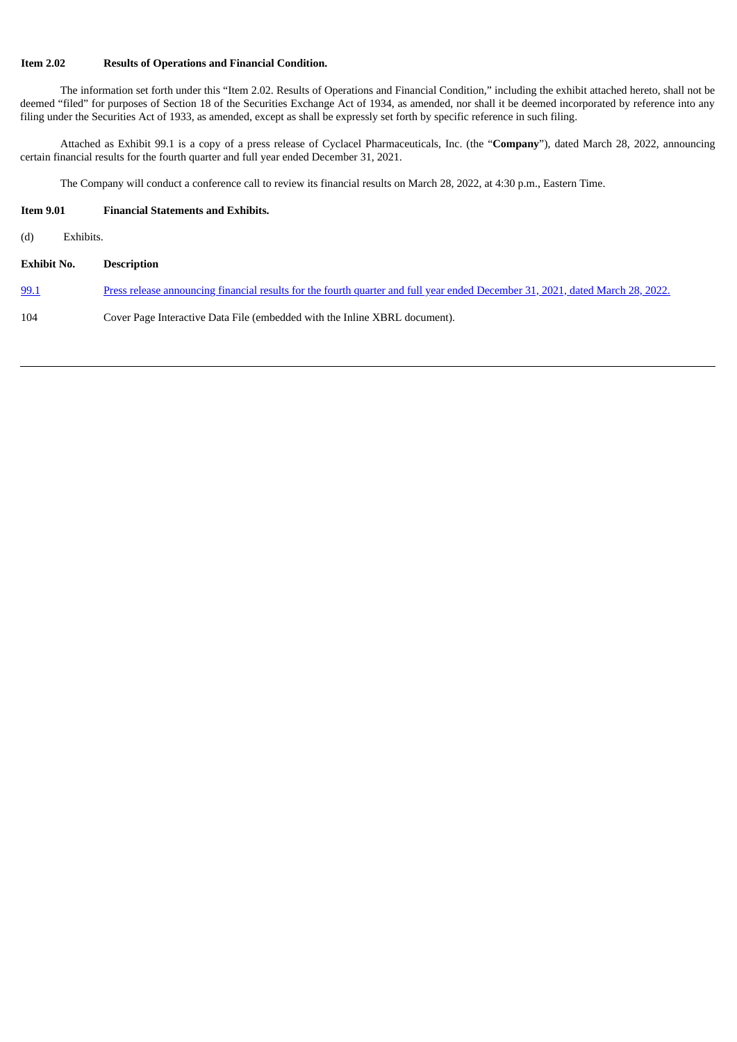**Item 2.02 Results of Operations and Financial Condition.**

The information set forth under this "Item 2.02. Results of Operations and Financial Condition," including the exhibit attached hereto, shall not be deemed "filed" for purposes of Section 18 of the Securities Exchange Act of 1934, as amended, nor shall it be deemed incorporated by reference into any filing under the Securities Act of 1933, as amended, except as shall be expressly set forth by specific reference in such filing.

Attached as Exhibit 99.1 is a copy of a press release of Cyclacel Pharmaceuticals, Inc. (the "**Company**"), dated March 28, 2022, announcing certain financial results for the fourth quarter and full year ended December 31, 2021.

The Company will conduct a conference call to review its financial results on March 28, 2022, at 4:30 p.m., Eastern Time.

**Item 9.01 Financial Statements and Exhibits.**

(d) Exhibits.

| **Exhibit No.** | **Description** |
| --- | --- |
| 99.1 | Press release announcing financial results for the fourth quarter and full year ended December 31, 2021, dated March 28, 2022. |
| 104 | Cover Page Interactive Data File (embedded with the Inline XBRL document). |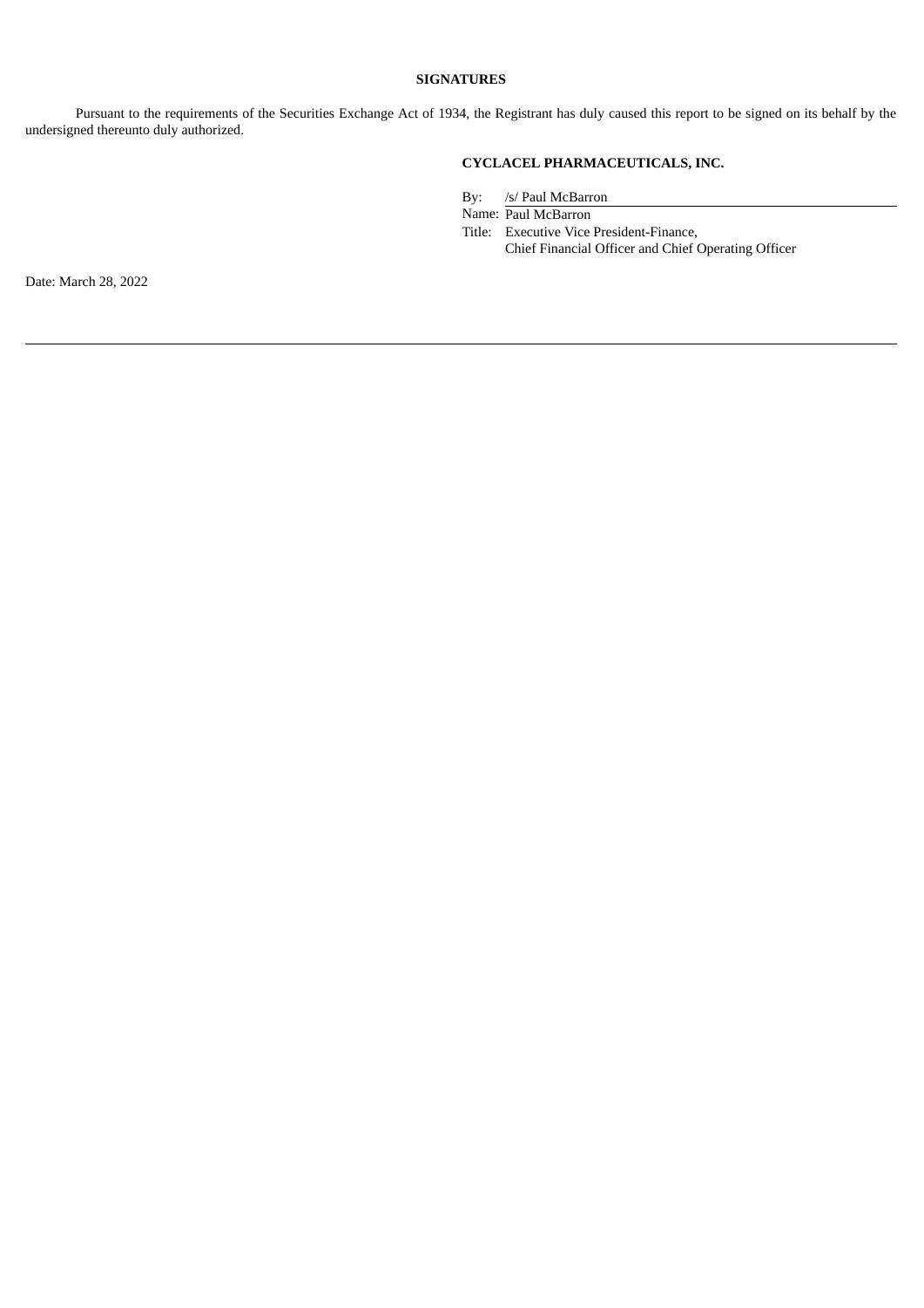## SIGNATURES

Pursuant to the requirements of the Securities Exchange Act of 1934, the Registrant has duly caused this report to be signed on its behalf by the undersigned thereunto duly authorized.

**CYCLACEL PHARMACEUTICALS, INC.**

By: /s/ Paul McBarron

Name: Paul McBarron

Title: Executive Vice President-Finance,
Chief Financial Officer and Chief Operating Officer

Date: March 28, 2022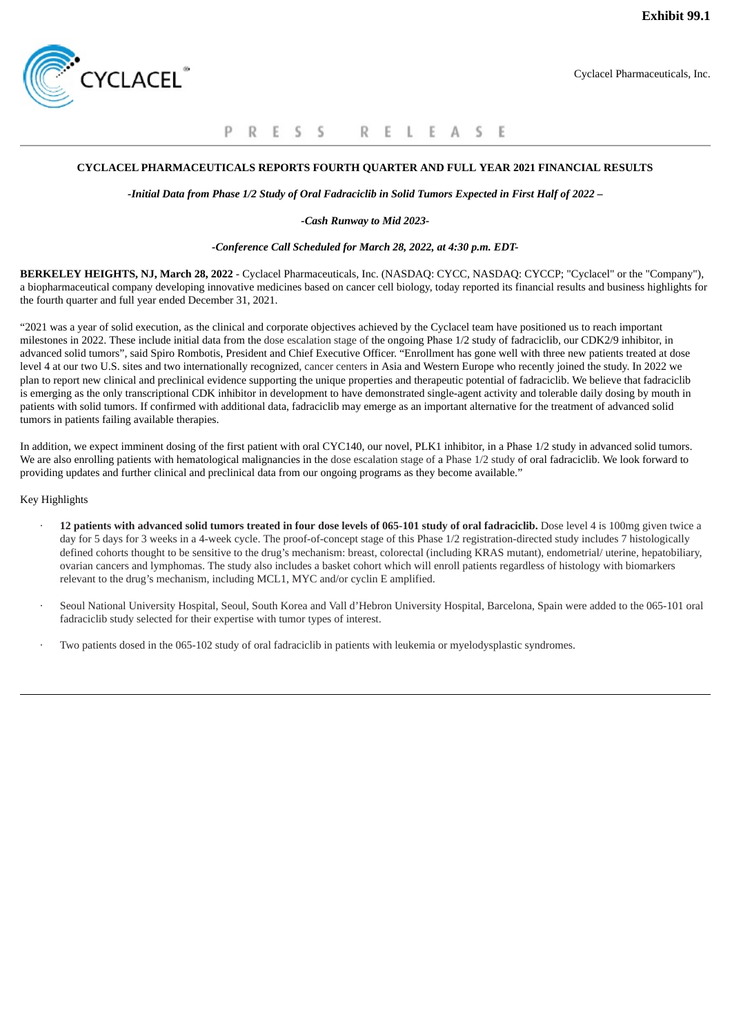Exhibit 99.1

Cyclacel Pharmaceuticals, Inc.

PRESS RELEASE

**CYCLACEL PHARMACEUTICALS REPORTS FOURTH QUARTER AND FULL YEAR 2021 FINANCIAL RESULTS**

*-Initial Data from Phase 1/2 Study of Oral Fadraciclib in Solid Tumors Expected in First Half of 2022 –*

*-Cash Runway to Mid 2023-*

*-Conference Call Scheduled for March 28, 2022, at 4:30 p.m. EDT-*

**BERKELEY HEIGHTS, NJ, March 28, 2022** - Cyclacel Pharmaceuticals, Inc. (NASDAQ: CYCC, NASDAQ: CYCCP; "Cyclacel" or the "Company"), a biopharmaceutical company developing innovative medicines based on cancer cell biology, today reported its financial results and business highlights for the fourth quarter and full year ended December 31, 2021.

"2021 was a year of solid execution, as the clinical and corporate objectives achieved by the Cyclacel team have positioned us to reach important milestones in 2022. These include initial data from the dose escalation stage of the ongoing Phase 1/2 study of fadraciclib, our CDK2/9 inhibitor, in advanced solid tumors", said Spiro Rombotis, President and Chief Executive Officer. "Enrollment has gone well with three new patients treated at dose level 4 at our two U.S. sites and two internationally recognized, cancer centers in Asia and Western Europe who recently joined the study. In 2022 we plan to report new clinical and preclinical evidence supporting the unique properties and therapeutic potential of fadraciclib. We believe that fadraciclib is emerging as the only transcriptional CDK inhibitor in development to have demonstrated single-agent activity and tolerable daily dosing by mouth in patients with solid tumors. If confirmed with additional data, fadraciclib may emerge as an important alternative for the treatment of advanced solid tumors in patients failing available therapies.

In addition, we expect imminent dosing of the first patient with oral CYC140, our novel, PLK1 inhibitor, in a Phase 1/2 study in advanced solid tumors. We are also enrolling patients with hematological malignancies in the dose escalation stage of a Phase 1/2 study of oral fadraciclib. We look forward to providing updates and further clinical and preclinical data from our ongoing programs as they become available."

Key Highlights

- **12 patients with advanced solid tumors treated in four dose levels of 065-101 study of oral fadraciclib.** Dose level 4 is 100mg given twice a day for 5 days for 3 weeks in a 4-week cycle. The proof-of-concept stage of this Phase 1/2 registration-directed study includes 7 histologically defined cohorts thought to be sensitive to the drug's mechanism: breast, colorectal (including KRAS mutant), endometrial/ uterine, hepatobiliary, ovarian cancers and lymphomas. The study also includes a basket cohort which will enroll patients regardless of histology with biomarkers relevant to the drug's mechanism, including MCL1, MYC and/or cyclin E amplified.
- Seoul National University Hospital, Seoul, South Korea and Vall d'Hebron University Hospital, Barcelona, Spain were added to the 065-101 oral fadraciclib study selected for their expertise with tumor types of interest.
- Two patients dosed in the 065-102 study of oral fadraciclib in patients with leukemia or myelodysplastic syndromes.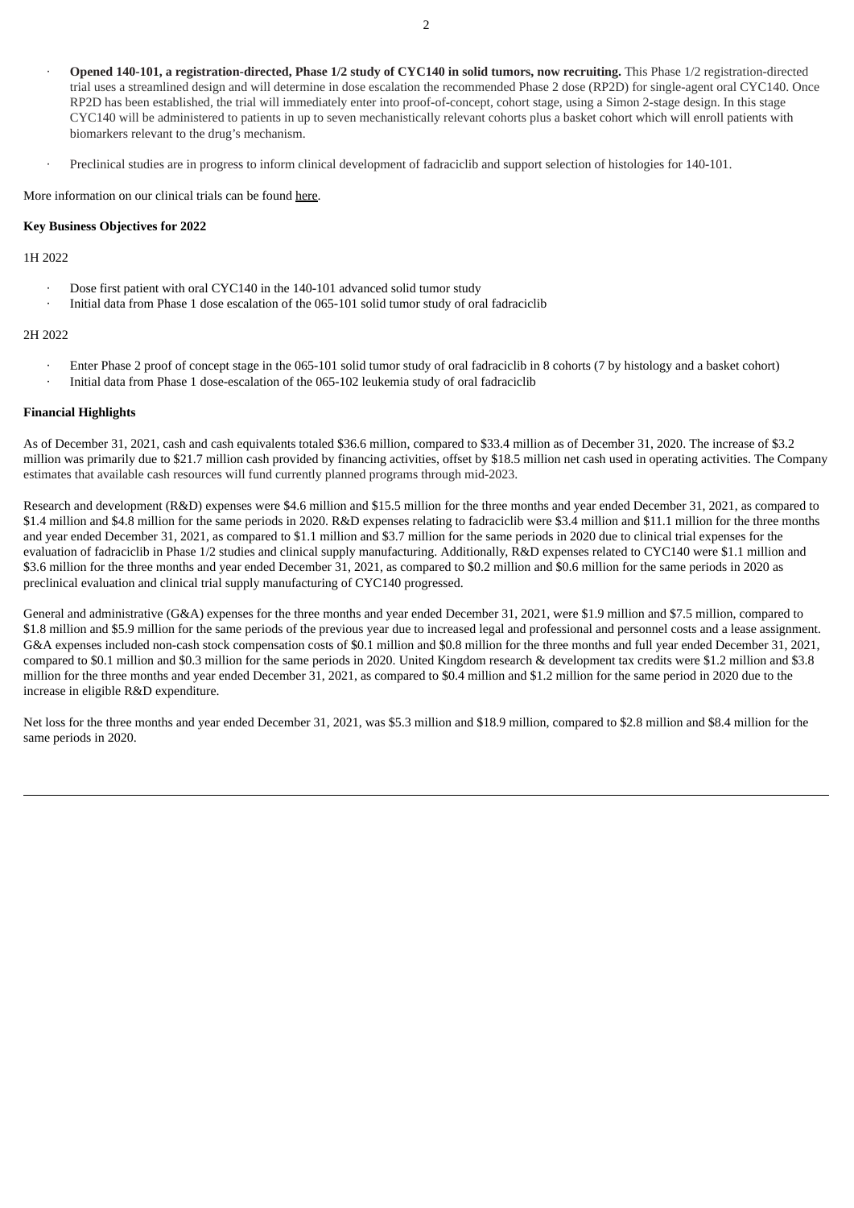- **Opened 140-101, a registration-directed, Phase 1/2 study of CYC140 in solid tumors, now recruiting.** This Phase 1/2 registration-directed trial uses a streamlined design and will determine in dose escalation the recommended Phase 2 dose (RP2D) for single-agent oral CYC140. Once RP2D has been established, the trial will immediately enter into proof-of-concept, cohort stage, using a Simon 2-stage design. In this stage CYC140 will be administered to patients in up to seven mechanistically relevant cohorts plus a basket cohort which will enroll patients with biomarkers relevant to the drug's mechanism.
- Preclinical studies are in progress to inform clinical development of fadraciclib and support selection of histologies for 140-101.

More information on our clinical trials can be found here.

**Key Business Objectives for 2022**

1H 2022

- Dose first patient with oral CYC140 in the 140-101 advanced solid tumor study
- Initial data from Phase 1 dose escalation of the 065-101 solid tumor study of oral fadraciclib

2H 2022

- Enter Phase 2 proof of concept stage in the 065-101 solid tumor study of oral fadraciclib in 8 cohorts (7 by histology and a basket cohort)
- Initial data from Phase 1 dose-escalation of the 065-102 leukemia study of oral fadraciclib

**Financial Highlights**

As of December 31, 2021, cash and cash equivalents totaled $36.6 million, compared to $33.4 million as of December 31, 2020. The increase of $3.2 million was primarily due to $21.7 million cash provided by financing activities, offset by $18.5 million net cash used in operating activities. The Company estimates that available cash resources will fund currently planned programs through mid-2023.

Research and development (R&D) expenses were $4.6 million and $15.5 million for the three months and year ended December 31, 2021, as compared to $1.4 million and $4.8 million for the same periods in 2020. R&D expenses relating to fadraciclib were $3.4 million and $11.1 million for the three months and year ended December 31, 2021, as compared to $1.1 million and $3.7 million for the same periods in 2020 due to clinical trial expenses for the evaluation of fadraciclib in Phase 1/2 studies and clinical supply manufacturing. Additionally, R&D expenses related to CYC140 were $1.1 million and $3.6 million for the three months and year ended December 31, 2021, as compared to $0.2 million and $0.6 million for the same periods in 2020 as preclinical evaluation and clinical trial supply manufacturing of CYC140 progressed.

General and administrative (G&A) expenses for the three months and year ended December 31, 2021, were $1.9 million and $7.5 million, compared to $1.8 million and $5.9 million for the same periods of the previous year due to increased legal and professional and personnel costs and a lease assignment. G&A expenses included non-cash stock compensation costs of $0.1 million and $0.8 million for the three months and full year ended December 31, 2021, compared to $0.1 million and $0.3 million for the same periods in 2020. United Kingdom research & development tax credits were $1.2 million and $3.8 million for the three months and year ended December 31, 2021, as compared to $0.4 million and $1.2 million for the same period in 2020 due to the increase in eligible R&D expenditure.

Net loss for the three months and year ended December 31, 2021, was $5.3 million and $18.9 million, compared to $2.8 million and $8.4 million for the same periods in 2020.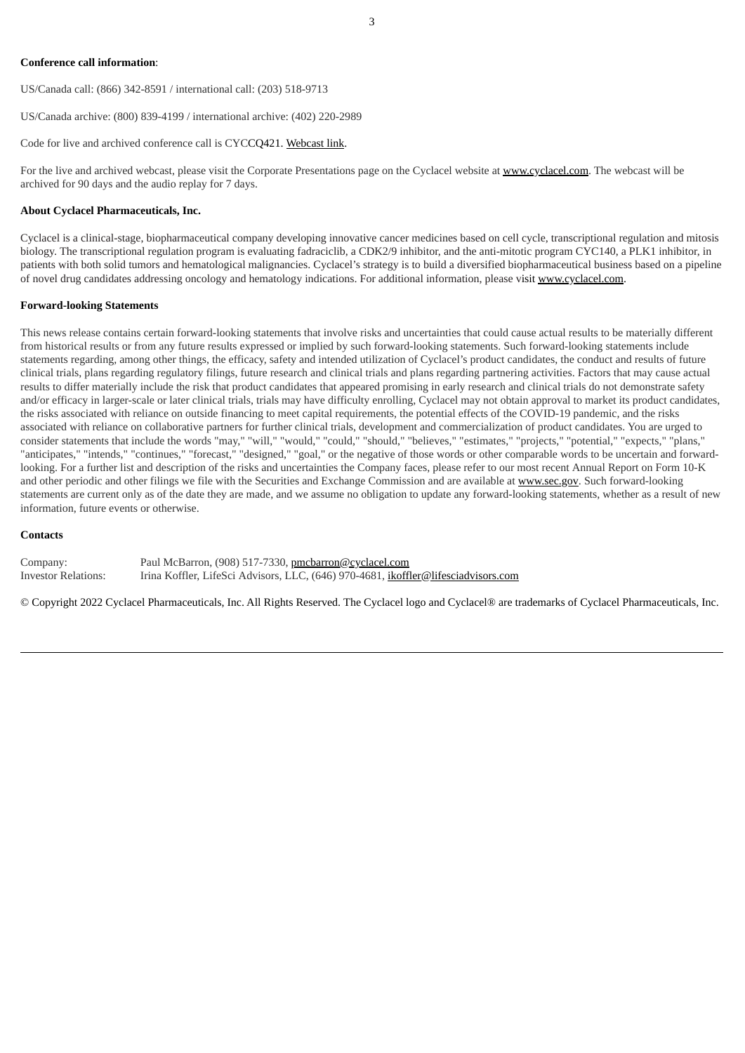**Conference call information**:

US/Canada call: (866) 342-8591 / international call: (203) 518-9713

US/Canada archive: (800) 839-4199 / international archive: (402) 220-2989

Code for live and archived conference call is CYCCQ421. Webcast link.

For the live and archived webcast, please visit the Corporate Presentations page on the Cyclacel website at www.cyclacel.com. The webcast will be archived for 90 days and the audio replay for 7 days.

**About Cyclacel Pharmaceuticals, Inc.**

Cyclacel is a clinical-stage, biopharmaceutical company developing innovative cancer medicines based on cell cycle, transcriptional regulation and mitosis biology. The transcriptional regulation program is evaluating fadraciclib, a CDK2/9 inhibitor, and the anti-mitotic program CYC140, a PLK1 inhibitor, in patients with both solid tumors and hematological malignancies. Cyclacel's strategy is to build a diversified biopharmaceutical business based on a pipeline of novel drug candidates addressing oncology and hematology indications. For additional information, please visit www.cyclacel.com.

**Forward-looking Statements**

This news release contains certain forward-looking statements that involve risks and uncertainties that could cause actual results to be materially different from historical results or from any future results expressed or implied by such forward-looking statements. Such forward-looking statements include statements regarding, among other things, the efficacy, safety and intended utilization of Cyclacel's product candidates, the conduct and results of future clinical trials, plans regarding regulatory filings, future research and clinical trials and plans regarding partnering activities. Factors that may cause actual results to differ materially include the risk that product candidates that appeared promising in early research and clinical trials do not demonstrate safety and/or efficacy in larger-scale or later clinical trials, trials may have difficulty enrolling, Cyclacel may not obtain approval to market its product candidates, the risks associated with reliance on outside financing to meet capital requirements, the potential effects of the COVID-19 pandemic, and the risks associated with reliance on collaborative partners for further clinical trials, development and commercialization of product candidates. You are urged to consider statements that include the words "may," "will," "would," "could," "should," "believes," "estimates," "projects," "potential," "expects," "plans," "anticipates," "intends," "continues," "forecast," "designed," "goal," or the negative of those words or other comparable words to be uncertain and forward-looking. For a further list and description of the risks and uncertainties the Company faces, please refer to our most recent Annual Report on Form 10-K and other periodic and other filings we file with the Securities and Exchange Commission and are available at www.sec.gov. Such forward-looking statements are current only as of the date they are made, and we assume no obligation to update any forward-looking statements, whether as a result of new information, future events or otherwise.

**Contacts**

| | |
|---|---|
| Company: | Paul McBarron, (908) 517-7330, pmcbarron@cyclacel.com |
| Investor Relations: | Irina Koffler, LifeSci Advisors, LLC, (646) 970-4681, ikoffler@lifesciadvisors.com |

© Copyright 2022 Cyclacel Pharmaceuticals, Inc. All Rights Reserved. The Cyclacel logo and Cyclacel® are trademarks of Cyclacel Pharmaceuticals, Inc.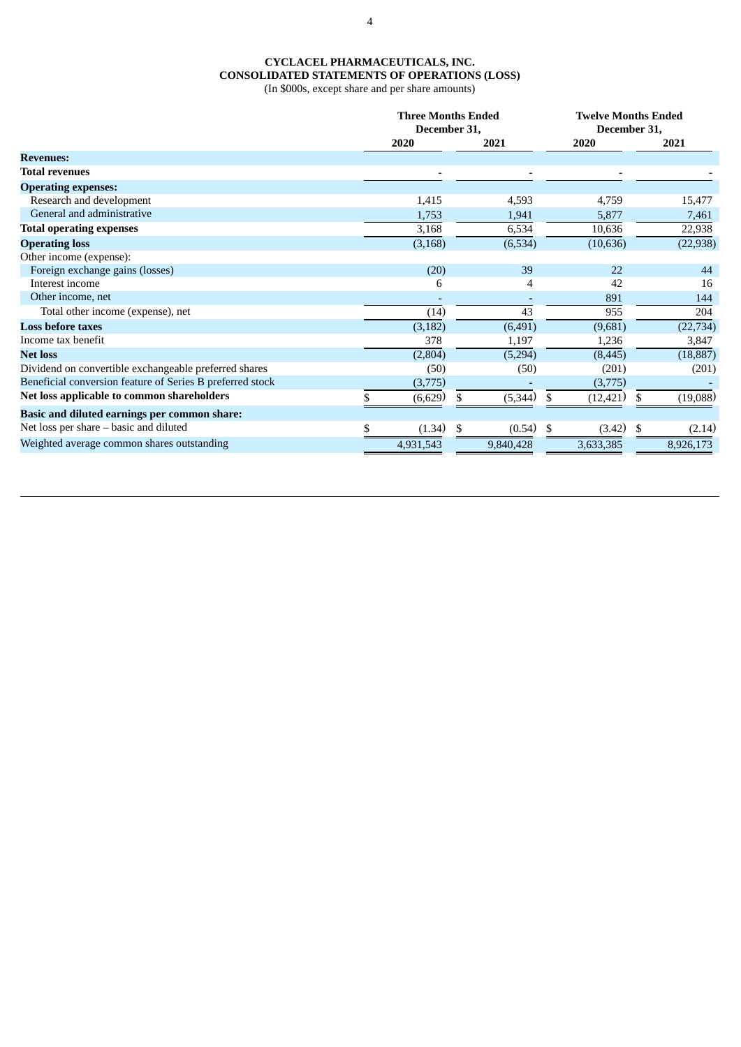**CYCLACEL PHARMACEUTICALS, INC.**
**CONSOLIDATED STATEMENTS OF OPERATIONS (LOSS)**
(In $000s, except share and per share amounts)

| | Three Months Ended December 31, | | Twelve Months Ended December 31, | |
|---|---|---|---|---|
| | 2020 | 2021 | 2020 | 2021 |
| **Revenues:** | | | | |
| **Total revenues** | - | - | - | - |
| **Operating expenses:** | | | | |
| Research and development | 1,415 | 4,593 | 4,759 | 15,477 |
| General and administrative | 1,753 | 1,941 | 5,877 | 7,461 |
| **Total operating expenses** | 3,168 | 6,534 | 10,636 | 22,938 |
| **Operating loss** | (3,168) | (6,534) | (10,636) | (22,938) |
| Other income (expense): | | | | |
| Foreign exchange gains (losses) | (20) | 39 | 22 | 44 |
| Interest income | 6 | 4 | 42 | 16 |
| Other income, net | - | - | 891 | 144 |
| Total other income (expense), net | (14) | 43 | 955 | 204 |
| **Loss before taxes** | (3,182) | (6,491) | (9,681) | (22,734) |
| Income tax benefit | 378 | 1,197 | 1,236 | 3,847 |
| **Net loss** | (2,804) | (5,294) | (8,445) | (18,887) |
| Dividend on convertible exchangeable preferred shares | (50) | (50) | (201) | (201) |
| Beneficial conversion feature of Series B preferred stock | (3,775) | - | (3,775) | - |
| **Net loss applicable to common shareholders** | $ (6,629) | $ (5,344) | $ (12,421) | $ (19,088) |
| **Basic and diluted earnings per common share:** | | | | |
| Net loss per share – basic and diluted | $ (1.34) | $ (0.54) | $ (3.42) | $ (2.14) |
| Weighted average common shares outstanding | 4,931,543 | 9,840,428 | 3,633,385 | 8,926,173 |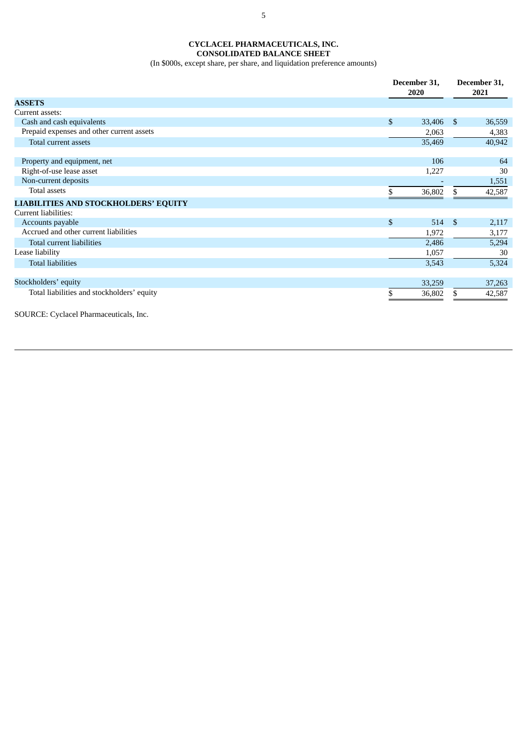**CYCLACEL PHARMACEUTICALS, INC.**
**CONSOLIDATED BALANCE SHEET**
(In $000s, except share, per share, and liquidation preference amounts)

| | December 31, 2020 | December 31, 2021 |
|---|---|---|
| **ASSETS** | | |
| Current assets: | | |
| Cash and cash equivalents | $ 33,406 | $ 36,559 |
| Prepaid expenses and other current assets | 2,063 | 4,383 |
| Total current assets | 35,469 | 40,942 |
| Property and equipment, net | 106 | 64 |
| Right-of-use lease asset | 1,227 | 30 |
| Non-current deposits | - | 1,551 |
| Total assets | $ 36,802 | $ 42,587 |
| **LIABILITIES AND STOCKHOLDERS' EQUITY** | | |
| Current liabilities: | | |
| Accounts payable | $ 514 | $ 2,117 |
| Accrued and other current liabilities | 1,972 | 3,177 |
| Total current liabilities | 2,486 | 5,294 |
| Lease liability | 1,057 | 30 |
| Total liabilities | 3,543 | 5,324 |
| Stockholders' equity | 33,259 | 37,263 |
| Total liabilities and stockholders' equity | $ 36,802 | $ 42,587 |

SOURCE: Cyclacel Pharmaceuticals, Inc.